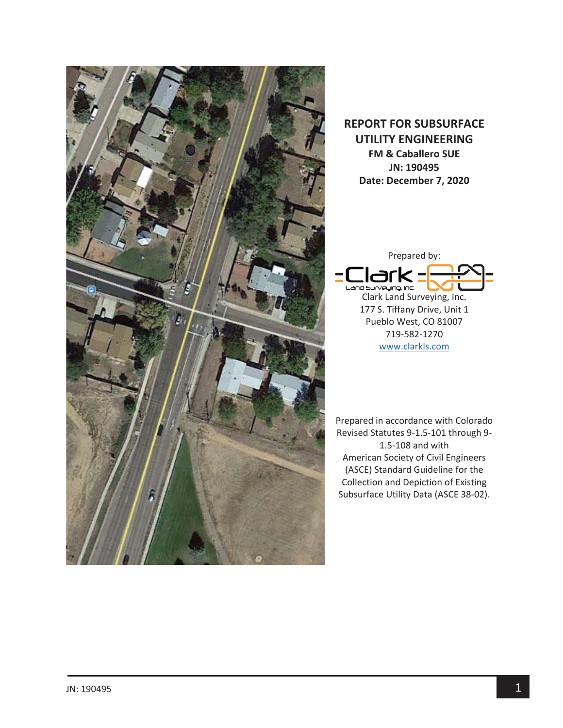# REPORT FOR SUBSURFACE UTILITY ENGINEERING

**FM & Caballero SUE**

**JN: 190495**

**Date: December 7, 2020**

Prepared by:

Clark Land Surveying, Inc.
177 S. Tiffany Drive, Unit 1
Pueblo West, CO 81007
719-582-1270
www.clarkls.com

Prepared in accordance with Colorado Revised Statutes 9-1.5-101 through 9-1.5-108 and with American Society of Civil Engineers (ASCE) Standard Guideline for the Collection and Depiction of Existing Subsurface Utility Data (ASCE 38-02).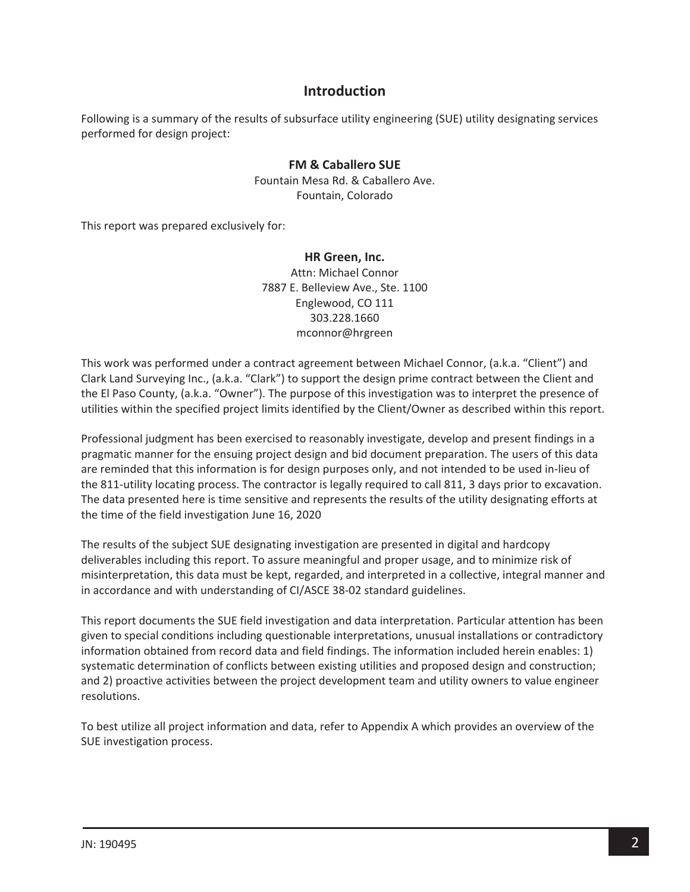## Introduction

Following is a summary of the results of subsurface utility engineering (SUE) utility designating services performed for design project:

**FM & Caballero SUE**
Fountain Mesa Rd. & Caballero Ave.
Fountain, Colorado

This report was prepared exclusively for:

**HR Green, Inc.**
Attn: Michael Connor
7887 E. Belleview Ave., Ste. 1100
Englewood, CO 111
303.228.1660
mconnor@hrgreen

This work was performed under a contract agreement between Michael Connor, (a.k.a. "Client") and Clark Land Surveying Inc., (a.k.a. "Clark") to support the design prime contract between the Client and the El Paso County, (a.k.a. "Owner"). The purpose of this investigation was to interpret the presence of utilities within the specified project limits identified by the Client/Owner as described within this report.

Professional judgment has been exercised to reasonably investigate, develop and present findings in a pragmatic manner for the ensuing project design and bid document preparation. The users of this data are reminded that this information is for design purposes only, and not intended to be used in-lieu of the 811-utility locating process. The contractor is legally required to call 811, 3 days prior to excavation. The data presented here is time sensitive and represents the results of the utility designating efforts at the time of the field investigation June 16, 2020

The results of the subject SUE designating investigation are presented in digital and hardcopy deliverables including this report. To assure meaningful and proper usage, and to minimize risk of misinterpretation, this data must be kept, regarded, and interpreted in a collective, integral manner and in accordance and with understanding of CI/ASCE 38-02 standard guidelines.

This report documents the SUE field investigation and data interpretation. Particular attention has been given to special conditions including questionable interpretations, unusual installations or contradictory information obtained from record data and field findings. The information included herein enables: 1) systematic determination of conflicts between existing utilities and proposed design and construction; and 2) proactive activities between the project development team and utility owners to value engineer resolutions.

To best utilize all project information and data, refer to Appendix A which provides an overview of the SUE investigation process.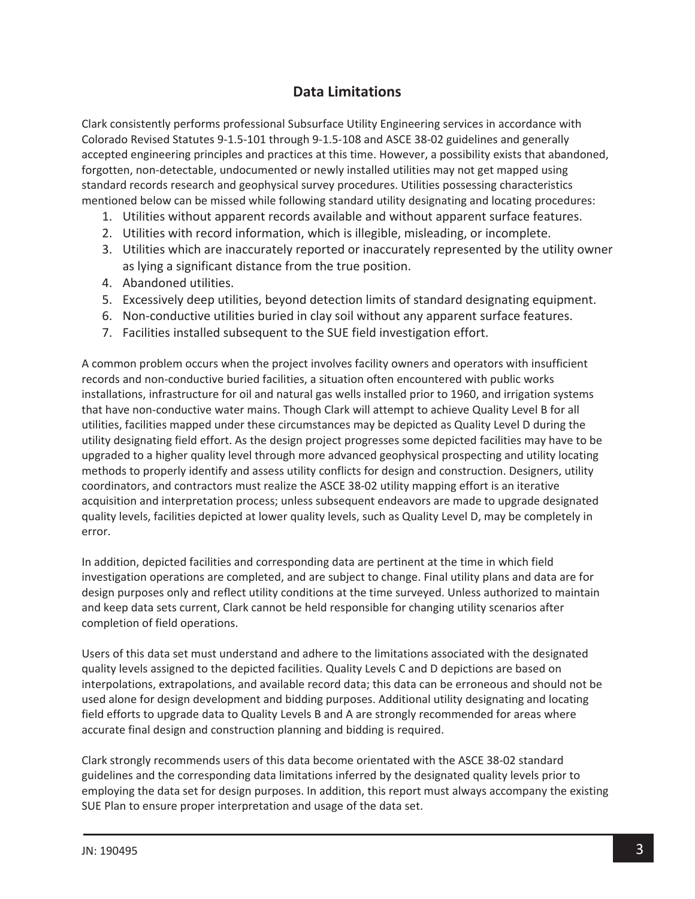## Data Limitations

Clark consistently performs professional Subsurface Utility Engineering services in accordance with Colorado Revised Statutes 9-1.5-101 through 9-1.5-108 and ASCE 38-02 guidelines and generally accepted engineering principles and practices at this time. However, a possibility exists that abandoned, forgotten, non-detectable, undocumented or newly installed utilities may not get mapped using standard records research and geophysical survey procedures. Utilities possessing characteristics mentioned below can be missed while following standard utility designating and locating procedures:

1. Utilities without apparent records available and without apparent surface features.
2. Utilities with record information, which is illegible, misleading, or incomplete.
3. Utilities which are inaccurately reported or inaccurately represented by the utility owner as lying a significant distance from the true position.
4. Abandoned utilities.
5. Excessively deep utilities, beyond detection limits of standard designating equipment.
6. Non-conductive utilities buried in clay soil without any apparent surface features.
7. Facilities installed subsequent to the SUE field investigation effort.

A common problem occurs when the project involves facility owners and operators with insufficient records and non-conductive buried facilities, a situation often encountered with public works installations, infrastructure for oil and natural gas wells installed prior to 1960, and irrigation systems that have non-conductive water mains. Though Clark will attempt to achieve Quality Level B for all utilities, facilities mapped under these circumstances may be depicted as Quality Level D during the utility designating field effort. As the design project progresses some depicted facilities may have to be upgraded to a higher quality level through more advanced geophysical prospecting and utility locating methods to properly identify and assess utility conflicts for design and construction. Designers, utility coordinators, and contractors must realize the ASCE 38-02 utility mapping effort is an iterative acquisition and interpretation process; unless subsequent endeavors are made to upgrade designated quality levels, facilities depicted at lower quality levels, such as Quality Level D, may be completely in error.

In addition, depicted facilities and corresponding data are pertinent at the time in which field investigation operations are completed, and are subject to change. Final utility plans and data are for design purposes only and reflect utility conditions at the time surveyed. Unless authorized to maintain and keep data sets current, Clark cannot be held responsible for changing utility scenarios after completion of field operations.

Users of this data set must understand and adhere to the limitations associated with the designated quality levels assigned to the depicted facilities. Quality Levels C and D depictions are based on interpolations, extrapolations, and available record data; this data can be erroneous and should not be used alone for design development and bidding purposes. Additional utility designating and locating field efforts to upgrade data to Quality Levels B and A are strongly recommended for areas where accurate final design and construction planning and bidding is required.

Clark strongly recommends users of this data become orientated with the ASCE 38-02 standard guidelines and the corresponding data limitations inferred by the designated quality levels prior to employing the data set for design purposes. In addition, this report must always accompany the existing SUE Plan to ensure proper interpretation and usage of the data set.

JN: 190495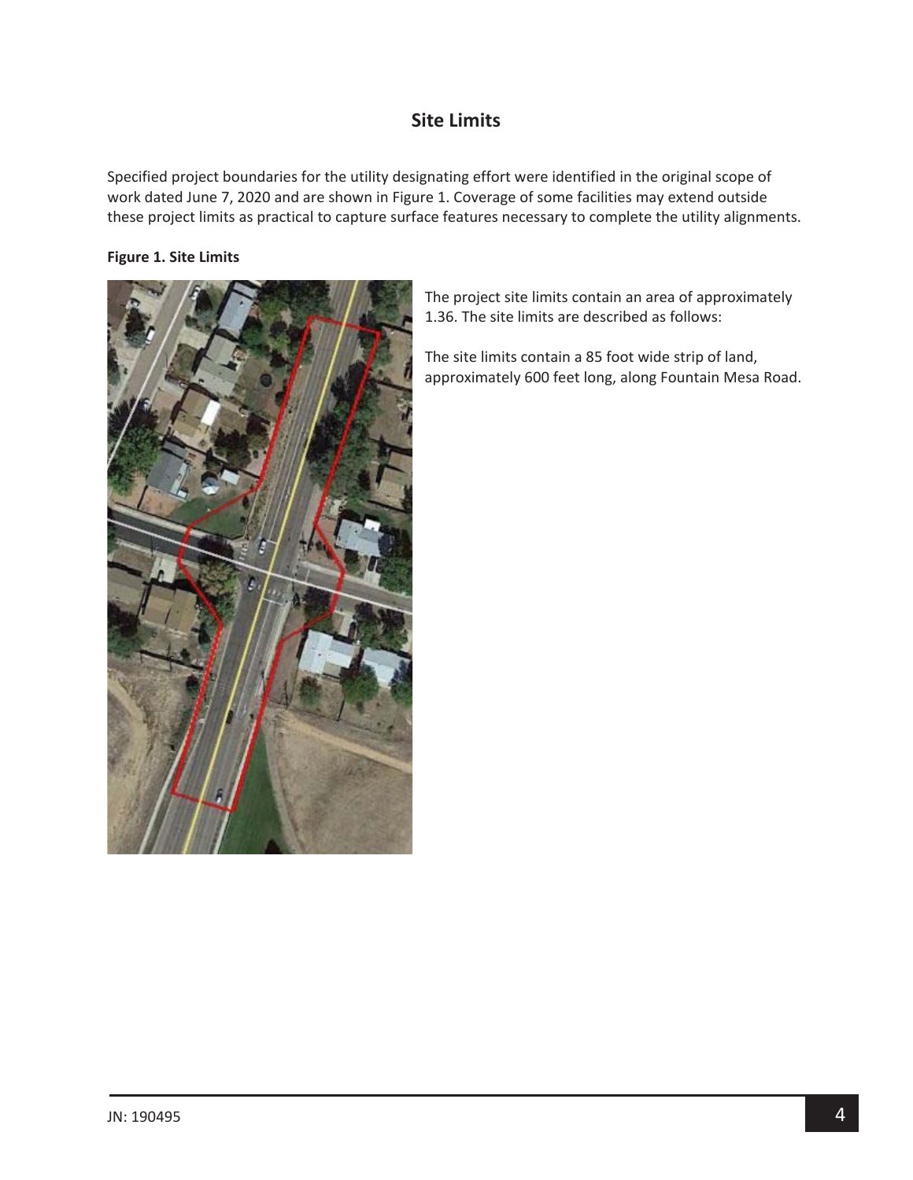# Site Limits

Specified project boundaries for the utility designating effort were identified in the original scope of work dated June 7, 2020 and are shown in Figure 1. Coverage of some facilities may extend outside these project limits as practical to capture surface features necessary to complete the utility alignments.

**Figure 1. Site Limits**

The project site limits contain an area of approximately 1.36. The site limits are described as follows:

The site limits contain a 85 foot wide strip of land, approximately 600 feet long, along Fountain Mesa Road.

JN: 190495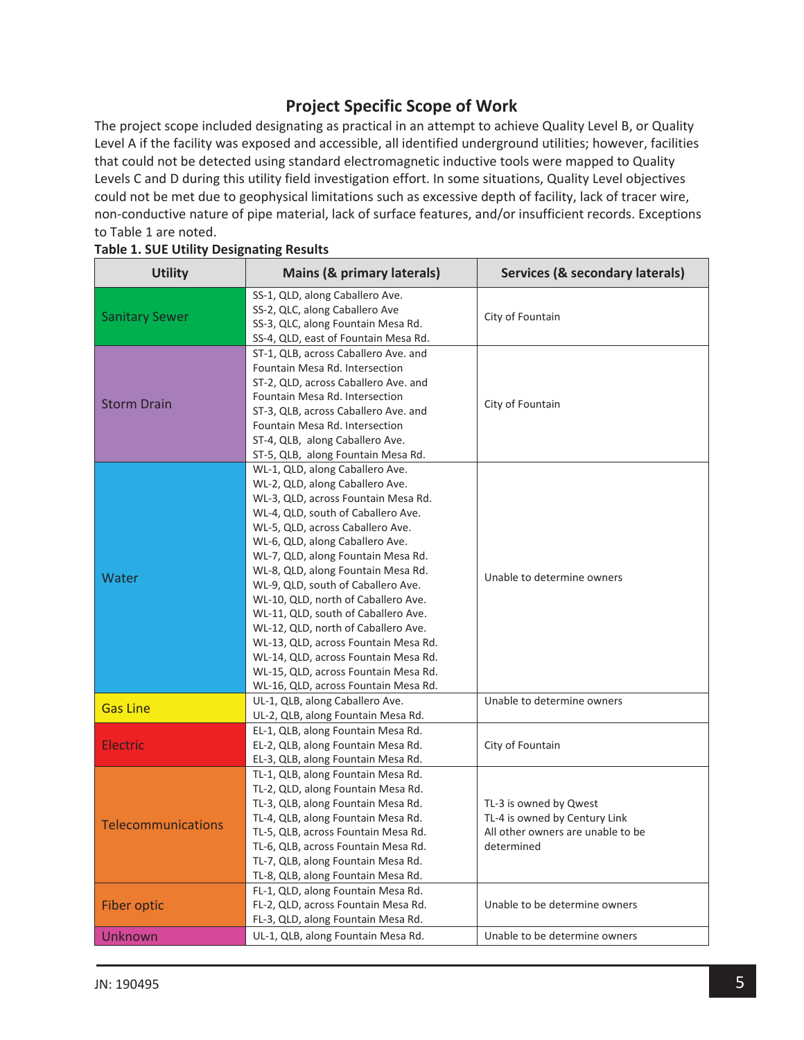## Project Specific Scope of Work

The project scope included designating as practical in an attempt to achieve Quality Level B, or Quality Level A if the facility was exposed and accessible, all identified underground utilities; however, facilities that could not be detected using standard electromagnetic inductive tools were mapped to Quality Levels C and D during this utility field investigation effort. In some situations, Quality Level objectives could not be met due to geophysical limitations such as excessive depth of facility, lack of tracer wire, non-conductive nature of pipe material, lack of surface features, and/or insufficient records. Exceptions to Table 1 are noted.

**Table 1. SUE Utility Designating Results**

| Utility | Mains (& primary laterals) | Services (& secondary laterals) |
|---|---|---|
| Sanitary Sewer | SS-1, QLD, along Caballero Ave.<br>SS-2, QLC, along Caballero Ave<br>SS-3, QLC, along Fountain Mesa Rd.<br>SS-4, QLD, east of Fountain Mesa Rd. | City of Fountain |
| Storm Drain | ST-1, QLB, across Caballero Ave. and Fountain Mesa Rd. Intersection<br>ST-2, QLD, across Caballero Ave. and Fountain Mesa Rd. Intersection<br>ST-3, QLB, across Caballero Ave. and Fountain Mesa Rd. Intersection<br>ST-4, QLB, along Caballero Ave.<br>ST-5, QLB, along Fountain Mesa Rd. | City of Fountain |
| Water | WL-1, QLD, along Caballero Ave.<br>WL-2, QLD, along Caballero Ave.<br>WL-3, QLD, across Fountain Mesa Rd.<br>WL-4, QLD, south of Caballero Ave.<br>WL-5, QLD, across Caballero Ave.<br>WL-6, QLD, along Caballero Ave.<br>WL-7, QLD, along Fountain Mesa Rd.<br>WL-8, QLD, along Fountain Mesa Rd.<br>WL-9, QLD, south of Caballero Ave.<br>WL-10, QLD, north of Caballero Ave.<br>WL-11, QLD, south of Caballero Ave.<br>WL-12, QLD, north of Caballero Ave.<br>WL-13, QLD, across Fountain Mesa Rd.<br>WL-14, QLD, across Fountain Mesa Rd.<br>WL-15, QLD, across Fountain Mesa Rd.<br>WL-16, QLD, across Fountain Mesa Rd. | Unable to determine owners |
| Gas Line | UL-1, QLB, along Caballero Ave.<br>UL-2, QLB, along Fountain Mesa Rd. | Unable to determine owners |
| Electric | EL-1, QLB, along Fountain Mesa Rd.<br>EL-2, QLB, along Fountain Mesa Rd.<br>EL-3, QLB, along Fountain Mesa Rd. | City of Fountain |
| Telecommunications | TL-1, QLB, along Fountain Mesa Rd.<br>TL-2, QLD, along Fountain Mesa Rd.<br>TL-3, QLB, along Fountain Mesa Rd.<br>TL-4, QLB, along Fountain Mesa Rd.<br>TL-5, QLB, across Fountain Mesa Rd.<br>TL-6, QLB, across Fountain Mesa Rd.<br>TL-7, QLB, along Fountain Mesa Rd.<br>TL-8, QLB, along Fountain Mesa Rd. | TL-3 is owned by Qwest<br>TL-4 is owned by Century Link<br>All other owners are unable to be determined |
| Fiber optic | FL-1, QLD, along Fountain Mesa Rd.<br>FL-2, QLD, across Fountain Mesa Rd.<br>FL-3, QLD, along Fountain Mesa Rd. | Unable to be determine owners |
| Unknown | UL-1, QLB, along Fountain Mesa Rd. | Unable to be determine owners |

JN: 190495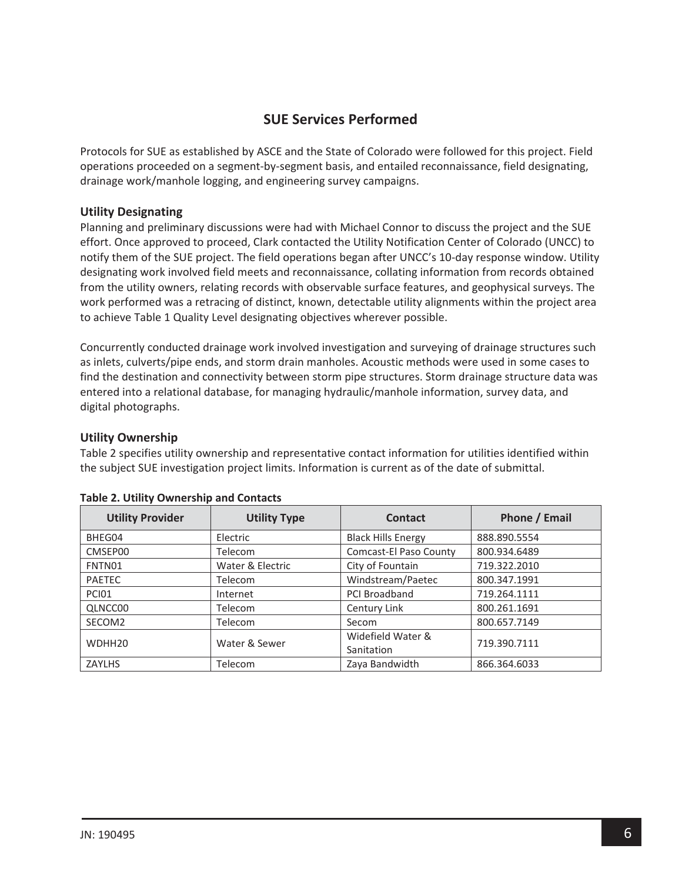# SUE Services Performed

Protocols for SUE as established by ASCE and the State of Colorado were followed for this project. Field operations proceeded on a segment-by-segment basis, and entailed reconnaissance, field designating, drainage work/manhole logging, and engineering survey campaigns.

## Utility Designating

Planning and preliminary discussions were had with Michael Connor to discuss the project and the SUE effort. Once approved to proceed, Clark contacted the Utility Notification Center of Colorado (UNCC) to notify them of the SUE project. The field operations began after UNCC's 10-day response window. Utility designating work involved field meets and reconnaissance, collating information from records obtained from the utility owners, relating records with observable surface features, and geophysical surveys. The work performed was a retracing of distinct, known, detectable utility alignments within the project area to achieve Table 1 Quality Level designating objectives wherever possible.

Concurrently conducted drainage work involved investigation and surveying of drainage structures such as inlets, culverts/pipe ends, and storm drain manholes. Acoustic methods were used in some cases to find the destination and connectivity between storm pipe structures. Storm drainage structure data was entered into a relational database, for managing hydraulic/manhole information, survey data, and digital photographs.

## Utility Ownership

Table 2 specifies utility ownership and representative contact information for utilities identified within the subject SUE investigation project limits. Information is current as of the date of submittal.

**Table 2. Utility Ownership and Contacts**

| Utility Provider | Utility Type | Contact | Phone / Email |
|---|---|---|---|
| BHEG04 | Electric | Black Hills Energy | 888.890.5554 |
| CMSEP00 | Telecom | Comcast-El Paso County | 800.934.6489 |
| FNTN01 | Water & Electric | City of Fountain | 719.322.2010 |
| PAETEC | Telecom | Windstream/Paetec | 800.347.1991 |
| PCI01 | Internet | PCI Broadband | 719.264.1111 |
| QLNCC00 | Telecom | Century Link | 800.261.1691 |
| SECOM2 | Telecom | Secom | 800.657.7149 |
| WDHH20 | Water & Sewer | Widefield Water & Sanitation | 719.390.7111 |
| ZAYLHS | Telecom | Zaya Bandwidth | 866.364.6033 |

JN: 190495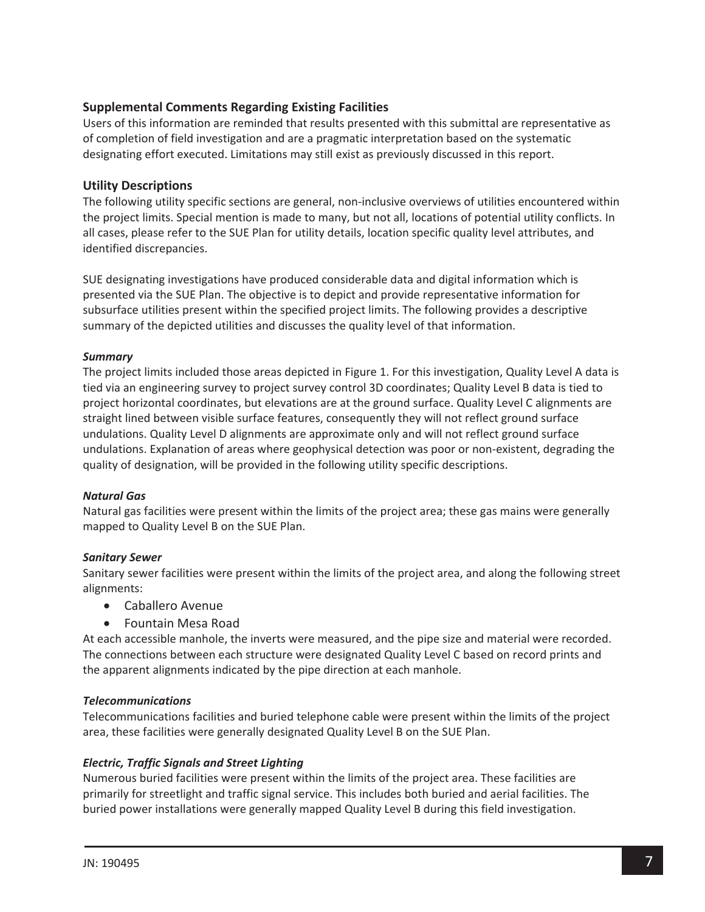## Supplemental Comments Regarding Existing Facilities

Users of this information are reminded that results presented with this submittal are representative as of completion of field investigation and are a pragmatic interpretation based on the systematic designating effort executed. Limitations may still exist as previously discussed in this report.

## Utility Descriptions

The following utility specific sections are general, non-inclusive overviews of utilities encountered within the project limits. Special mention is made to many, but not all, locations of potential utility conflicts. In all cases, please refer to the SUE Plan for utility details, location specific quality level attributes, and identified discrepancies.

SUE designating investigations have produced considerable data and digital information which is presented via the SUE Plan. The objective is to depict and provide representative information for subsurface utilities present within the specified project limits. The following provides a descriptive summary of the depicted utilities and discusses the quality level of that information.

### *Summary*

The project limits included those areas depicted in Figure 1. For this investigation, Quality Level A data is tied via an engineering survey to project survey control 3D coordinates; Quality Level B data is tied to project horizontal coordinates, but elevations are at the ground surface. Quality Level C alignments are straight lined between visible surface features, consequently they will not reflect ground surface undulations. Quality Level D alignments are approximate only and will not reflect ground surface undulations. Explanation of areas where geophysical detection was poor or non-existent, degrading the quality of designation, will be provided in the following utility specific descriptions.

### *Natural Gas*

Natural gas facilities were present within the limits of the project area; these gas mains were generally mapped to Quality Level B on the SUE Plan.

### *Sanitary Sewer*

Sanitary sewer facilities were present within the limits of the project area, and along the following street alignments:

- Caballero Avenue
- Fountain Mesa Road

At each accessible manhole, the inverts were measured, and the pipe size and material were recorded. The connections between each structure were designated Quality Level C based on record prints and the apparent alignments indicated by the pipe direction at each manhole.

### *Telecommunications*

Telecommunications facilities and buried telephone cable were present within the limits of the project area, these facilities were generally designated Quality Level B on the SUE Plan.

### *Electric, Traffic Signals and Street Lighting*

Numerous buried facilities were present within the limits of the project area. These facilities are primarily for streetlight and traffic signal service. This includes both buried and aerial facilities. The buried power installations were generally mapped Quality Level B during this field investigation.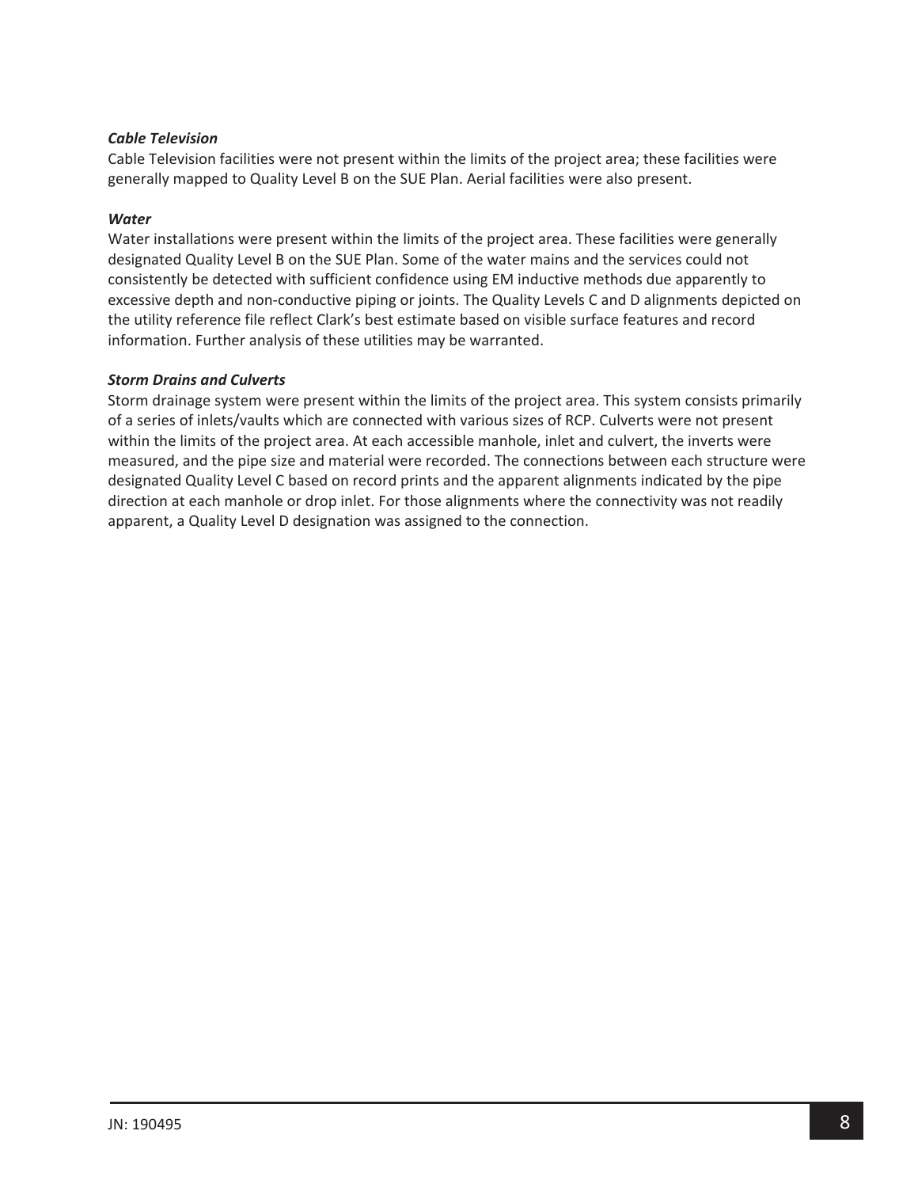***Cable Television***

Cable Television facilities were not present within the limits of the project area; these facilities were generally mapped to Quality Level B on the SUE Plan. Aerial facilities were also present.

***Water***

Water installations were present within the limits of the project area. These facilities were generally designated Quality Level B on the SUE Plan. Some of the water mains and the services could not consistently be detected with sufficient confidence using EM inductive methods due apparently to excessive depth and non-conductive piping or joints. The Quality Levels C and D alignments depicted on the utility reference file reflect Clark's best estimate based on visible surface features and record information. Further analysis of these utilities may be warranted.

***Storm Drains and Culverts***

Storm drainage system were present within the limits of the project area. This system consists primarily of a series of inlets/vaults which are connected with various sizes of RCP. Culverts were not present within the limits of the project area. At each accessible manhole, inlet and culvert, the inverts were measured, and the pipe size and material were recorded. The connections between each structure were designated Quality Level C based on record prints and the apparent alignments indicated by the pipe direction at each manhole or drop inlet. For those alignments where the connectivity was not readily apparent, a Quality Level D designation was assigned to the connection.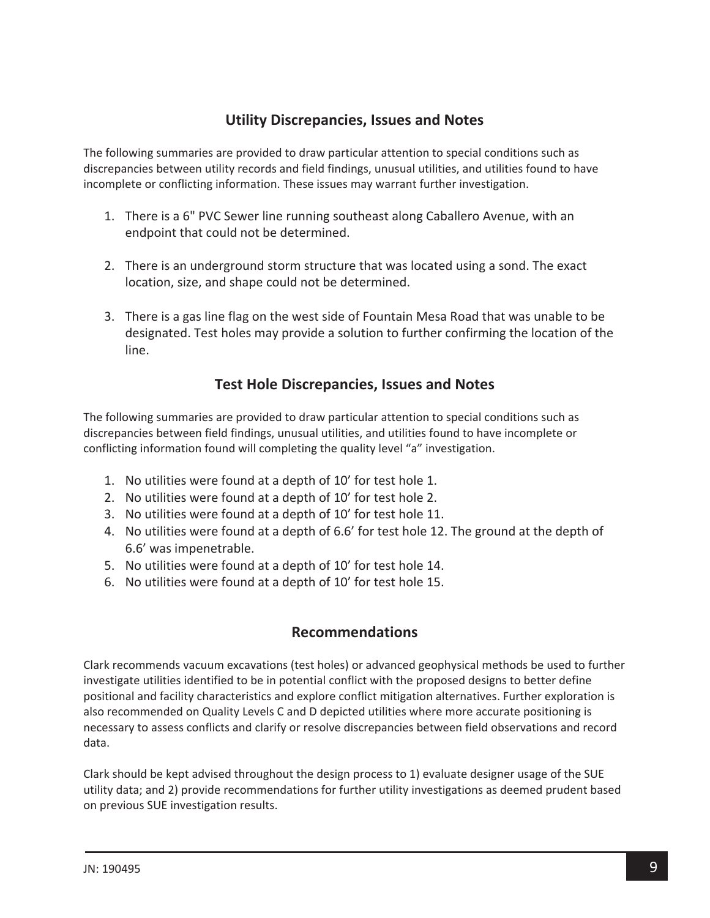## Utility Discrepancies, Issues and Notes

The following summaries are provided to draw particular attention to special conditions such as discrepancies between utility records and field findings, unusual utilities, and utilities found to have incomplete or conflicting information. These issues may warrant further investigation.

1. There is a 6" PVC Sewer line running southeast along Caballero Avenue, with an endpoint that could not be determined.

2. There is an underground storm structure that was located using a sond. The exact location, size, and shape could not be determined.

3. There is a gas line flag on the west side of Fountain Mesa Road that was unable to be designated. Test holes may provide a solution to further confirming the location of the line.

## Test Hole Discrepancies, Issues and Notes

The following summaries are provided to draw particular attention to special conditions such as discrepancies between field findings, unusual utilities, and utilities found to have incomplete or conflicting information found will completing the quality level "a" investigation.

1. No utilities were found at a depth of 10' for test hole 1.
2. No utilities were found at a depth of 10' for test hole 2.
3. No utilities were found at a depth of 10' for test hole 11.
4. No utilities were found at a depth of 6.6' for test hole 12. The ground at the depth of 6.6' was impenetrable.
5. No utilities were found at a depth of 10' for test hole 14.
6. No utilities were found at a depth of 10' for test hole 15.

## Recommendations

Clark recommends vacuum excavations (test holes) or advanced geophysical methods be used to further investigate utilities identified to be in potential conflict with the proposed designs to better define positional and facility characteristics and explore conflict mitigation alternatives. Further exploration is also recommended on Quality Levels C and D depicted utilities where more accurate positioning is necessary to assess conflicts and clarify or resolve discrepancies between field observations and record data.

Clark should be kept advised throughout the design process to 1) evaluate designer usage of the SUE utility data; and 2) provide recommendations for further utility investigations as deemed prudent based on previous SUE investigation results.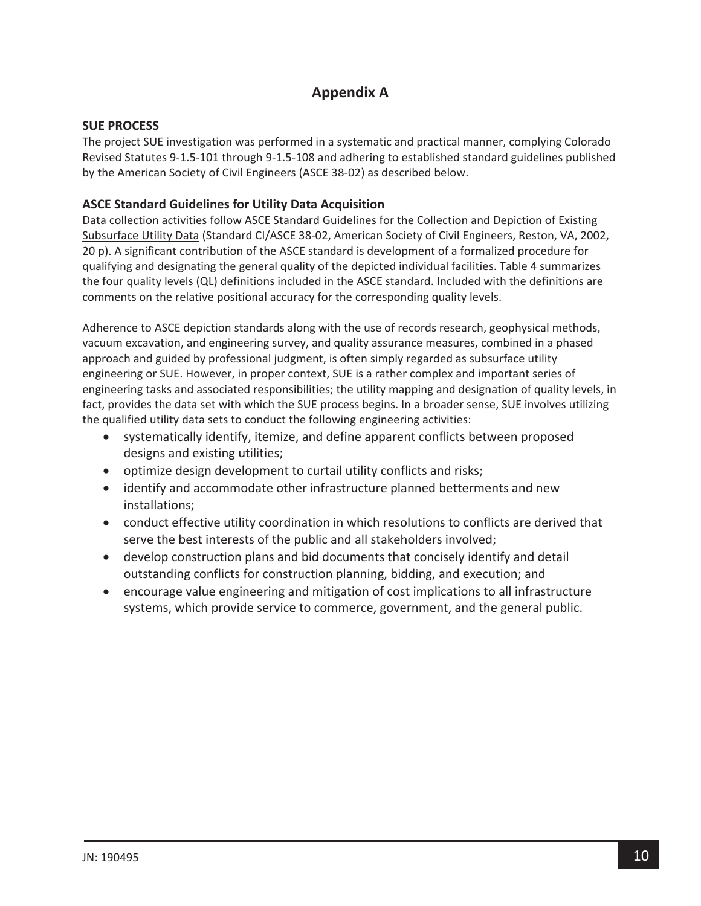# Appendix A

## SUE PROCESS

The project SUE investigation was performed in a systematic and practical manner, complying Colorado Revised Statutes 9-1.5-101 through 9-1.5-108 and adhering to established standard guidelines published by the American Society of Civil Engineers (ASCE 38-02) as described below.

## ASCE Standard Guidelines for Utility Data Acquisition

Data collection activities follow ASCE Standard Guidelines for the Collection and Depiction of Existing Subsurface Utility Data (Standard CI/ASCE 38-02, American Society of Civil Engineers, Reston, VA, 2002, 20 p). A significant contribution of the ASCE standard is development of a formalized procedure for qualifying and designating the general quality of the depicted individual facilities. Table 4 summarizes the four quality levels (QL) definitions included in the ASCE standard. Included with the definitions are comments on the relative positional accuracy for the corresponding quality levels.

Adherence to ASCE depiction standards along with the use of records research, geophysical methods, vacuum excavation, and engineering survey, and quality assurance measures, combined in a phased approach and guided by professional judgment, is often simply regarded as subsurface utility engineering or SUE. However, in proper context, SUE is a rather complex and important series of engineering tasks and associated responsibilities; the utility mapping and designation of quality levels, in fact, provides the data set with which the SUE process begins. In a broader sense, SUE involves utilizing the qualified utility data sets to conduct the following engineering activities:

- systematically identify, itemize, and define apparent conflicts between proposed designs and existing utilities;
- optimize design development to curtail utility conflicts and risks;
- identify and accommodate other infrastructure planned betterments and new installations;
- conduct effective utility coordination in which resolutions to conflicts are derived that serve the best interests of the public and all stakeholders involved;
- develop construction plans and bid documents that concisely identify and detail outstanding conflicts for construction planning, bidding, and execution; and
- encourage value engineering and mitigation of cost implications to all infrastructure systems, which provide service to commerce, government, and the general public.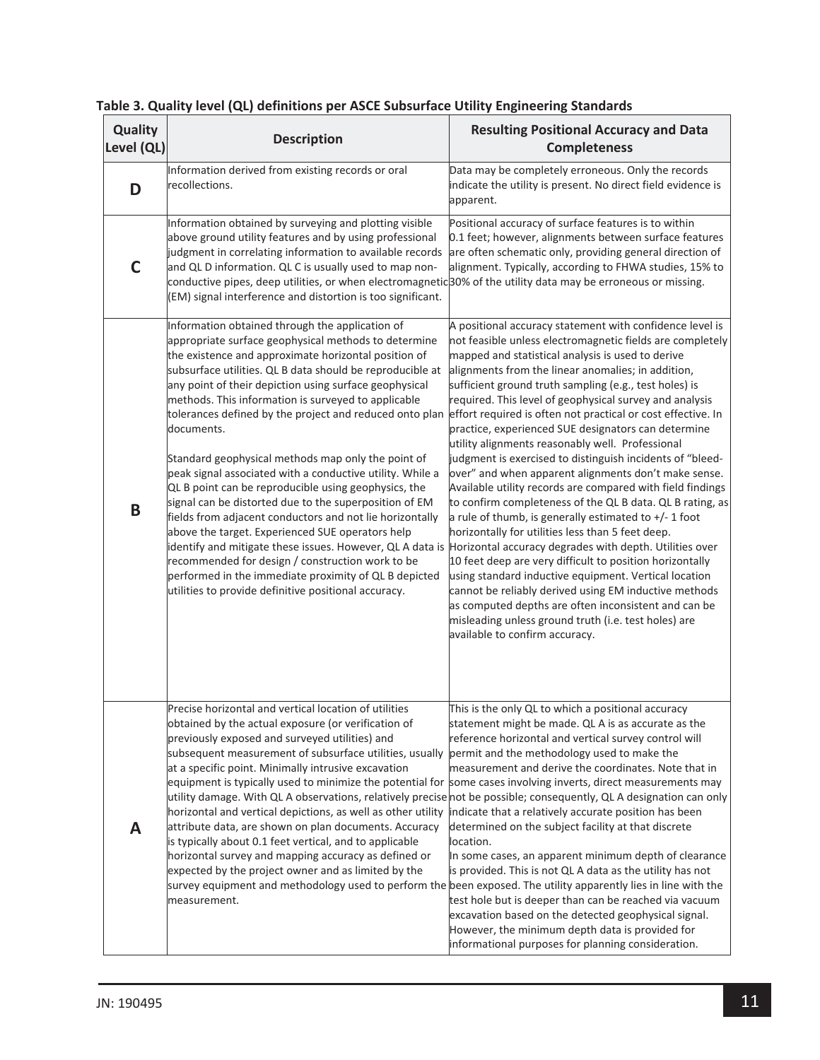**Table 3. Quality level (QL) definitions per ASCE Subsurface Utility Engineering Standards**

| Quality Level (QL) | Description | Resulting Positional Accuracy and Data Completeness |
|---|---|---|
| **D** | Information derived from existing records or oral recollections. | Data may be completely erroneous. Only the records indicate the utility is present. No direct field evidence is apparent. |
| **C** | Information obtained by surveying and plotting visible above ground utility features and by using professional judgment in correlating information to available records and QL D information. QL C is usually used to map non-conductive pipes, deep utilities, or when electromagnetic (EM) signal interference and distortion is too significant. | Positional accuracy of surface features is to within 0.1 feet; however, alignments between surface features are often schematic only, providing general direction of alignment. Typically, according to FHWA studies, 15% to 30% of the utility data may be erroneous or missing. |
| **B** | Information obtained through the application of appropriate surface geophysical methods to determine the existence and approximate horizontal position of subsurface utilities. QL B data should be reproducible at any point of their depiction using surface geophysical methods. This information is surveyed to applicable tolerances defined by the project and reduced onto plan documents.<br><br>Standard geophysical methods map only the point of peak signal associated with a conductive utility. While a QL B point can be reproducible using geophysics, the signal can be distorted due to the superposition of EM fields from adjacent conductors and not lie horizontally above the target. Experienced SUE operators help identify and mitigate these issues. However, QL A data is recommended for design / construction work to be performed in the immediate proximity of QL B depicted utilities to provide definitive positional accuracy. | A positional accuracy statement with confidence level is not feasible unless electromagnetic fields are completely mapped and statistical analysis is used to derive alignments from the linear anomalies; in addition, sufficient ground truth sampling (e.g., test holes) is required. This level of geophysical survey and analysis effort required is often not practical or cost effective. In practice, experienced SUE designators can determine utility alignments reasonably well. Professional judgment is exercised to distinguish incidents of "bleed-over" and when apparent alignments don't make sense. Available utility records are compared with field findings to confirm completeness of the QL B data. QL B rating, as a rule of thumb, is generally estimated to +/- 1 foot horizontally for utilities less than 5 feet deep. Horizontal accuracy degrades with depth. Utilities over 10 feet deep are very difficult to position horizontally using standard inductive equipment. Vertical location cannot be reliably derived using EM inductive methods as computed depths are often inconsistent and can be misleading unless ground truth (i.e. test holes) are available to confirm accuracy. |
| **A** | Precise horizontal and vertical location of utilities obtained by the actual exposure (or verification of previously exposed and surveyed utilities) and subsequent measurement of subsurface utilities, usually at a specific point. Minimally intrusive excavation equipment is typically used to minimize the potential for utility damage. With QL A observations, relatively precise horizontal and vertical depictions, as well as other utility attribute data, are shown on plan documents. Accuracy is typically about 0.1 feet vertical, and to applicable horizontal survey and mapping accuracy as defined or expected by the project owner and as limited by the survey equipment and methodology used to perform the measurement. | This is the only QL to which a positional accuracy statement might be made. QL A is as accurate as the reference horizontal and vertical survey control will permit and the methodology used to make the measurement and derive the coordinates. Note that in some cases involving inverts, direct measurements may not be possible; consequently, QL A designation can only indicate that a relatively accurate position has been determined on the subject facility at that discrete location.<br>In some cases, an apparent minimum depth of clearance is provided. This is not QL A data as the utility has not been exposed. The utility apparently lies in line with the test hole but is deeper than can be reached via vacuum excavation based on the detected geophysical signal. However, the minimum depth data is provided for informational purposes for planning consideration. |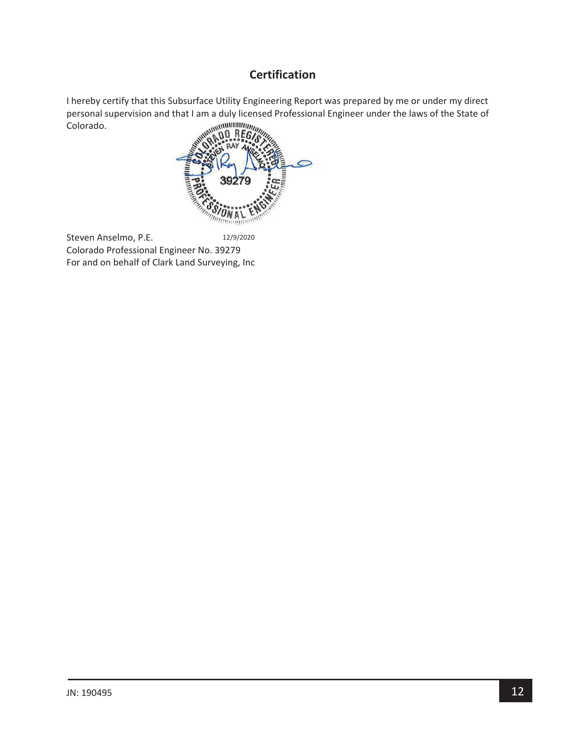## Certification

I hereby certify that this Subsurface Utility Engineering Report was prepared by me or under my direct personal supervision and that I am a duly licensed Professional Engineer under the laws of the State of Colorado.

Steven Anselmo, P.E. 12/9/2020
Colorado Professional Engineer No. 39279
For and on behalf of Clark Land Surveying, Inc

JN: 190495